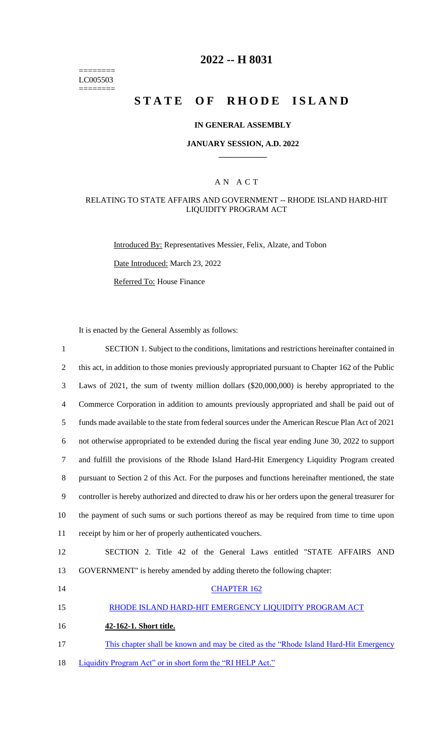========
LC005503
========

# 2022 -- H 8031

# STATE OF RHODE ISLAND

**IN GENERAL ASSEMBLY**

**JANUARY SESSION, A.D. 2022**

A N A C T

RELATING TO STATE AFFAIRS AND GOVERNMENT -- RHODE ISLAND HARD-HIT LIQUIDITY PROGRAM ACT

Introduced By: Representatives Messier, Felix, Alzate, and Tobon

Date Introduced: March 23, 2022

Referred To: House Finance

It is enacted by the General Assembly as follows:

1 SECTION 1. Subject to the conditions, limitations and restrictions hereinafter contained in
2 this act, in addition to those monies previously appropriated pursuant to Chapter 162 of the Public
3 Laws of 2021, the sum of twenty million dollars ($20,000,000) is hereby appropriated to the
4 Commerce Corporation in addition to amounts previously appropriated and shall be paid out of
5 funds made available to the state from federal sources under the American Rescue Plan Act of 2021
6 not otherwise appropriated to be extended during the fiscal year ending June 30, 2022 to support
7 and fulfill the provisions of the Rhode Island Hard-Hit Emergency Liquidity Program created
8 pursuant to Section 2 of this Act. For the purposes and functions hereinafter mentioned, the state
9 controller is hereby authorized and directed to draw his or her orders upon the general treasurer for
10 the payment of such sums or such portions thereof as may be required from time to time upon
11 receipt by him or her of properly authenticated vouchers.

12 SECTION 2. Title 42 of the General Laws entitled "STATE AFFAIRS AND
13 GOVERNMENT" is hereby amended by adding thereto the following chapter:

14 CHAPTER 162

15 RHODE ISLAND HARD-HIT EMERGENCY LIQUIDITY PROGRAM ACT

16 **42-162-1. Short title.**

17 This chapter shall be known and may be cited as the "Rhode Island Hard-Hit Emergency
18 Liquidity Program Act" or in short form the "RI HELP Act."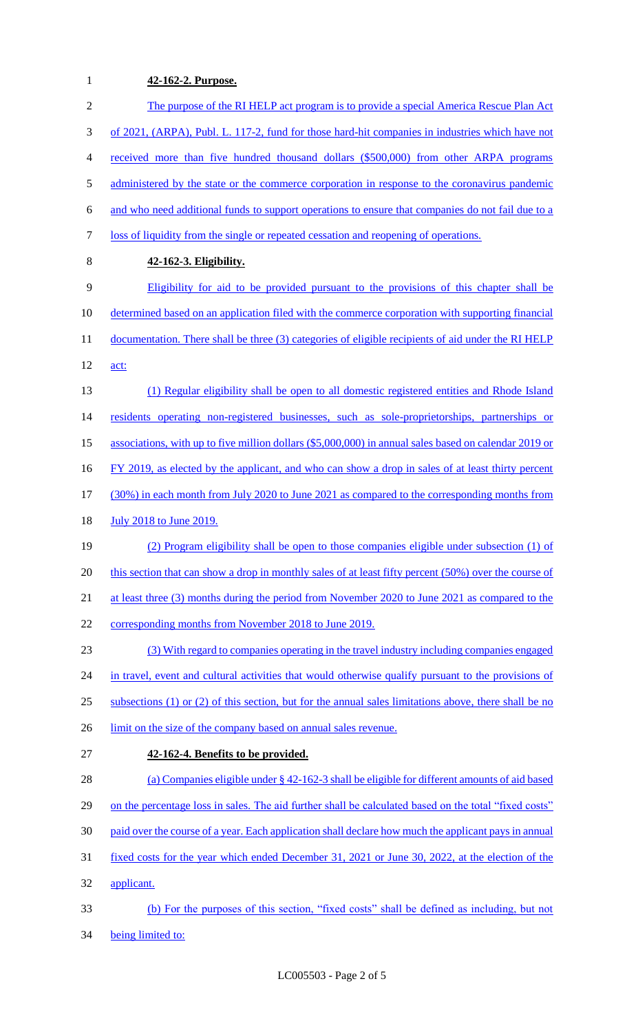**42-162-2. Purpose.**

The purpose of the RI HELP act program is to provide a special America Rescue Plan Act of 2021, (ARPA), Publ. L. 117-2, fund for those hard-hit companies in industries which have not received more than five hundred thousand dollars ($500,000) from other ARPA programs administered by the state or the commerce corporation in response to the coronavirus pandemic and who need additional funds to support operations to ensure that companies do not fail due to a loss of liquidity from the single or repeated cessation and reopening of operations.

**42-162-3. Eligibility.**

Eligibility for aid to be provided pursuant to the provisions of this chapter shall be determined based on an application filed with the commerce corporation with supporting financial documentation. There shall be three (3) categories of eligible recipients of aid under the RI HELP act:

(1) Regular eligibility shall be open to all domestic registered entities and Rhode Island residents operating non-registered businesses, such as sole-proprietorships, partnerships or associations, with up to five million dollars ($5,000,000) in annual sales based on calendar 2019 or FY 2019, as elected by the applicant, and who can show a drop in sales of at least thirty percent (30%) in each month from July 2020 to June 2021 as compared to the corresponding months from July 2018 to June 2019.

(2) Program eligibility shall be open to those companies eligible under subsection (1) of this section that can show a drop in monthly sales of at least fifty percent (50%) over the course of at least three (3) months during the period from November 2020 to June 2021 as compared to the corresponding months from November 2018 to June 2019.

(3) With regard to companies operating in the travel industry including companies engaged in travel, event and cultural activities that would otherwise qualify pursuant to the provisions of subsections (1) or (2) of this section, but for the annual sales limitations above, there shall be no limit on the size of the company based on annual sales revenue.

**42-162-4. Benefits to be provided.**

(a) Companies eligible under § 42-162-3 shall be eligible for different amounts of aid based on the percentage loss in sales. The aid further shall be calculated based on the total "fixed costs" paid over the course of a year. Each application shall declare how much the applicant pays in annual fixed costs for the year which ended December 31, 2021 or June 30, 2022, at the election of the applicant.

(b) For the purposes of this section, "fixed costs" shall be defined as including, but not being limited to: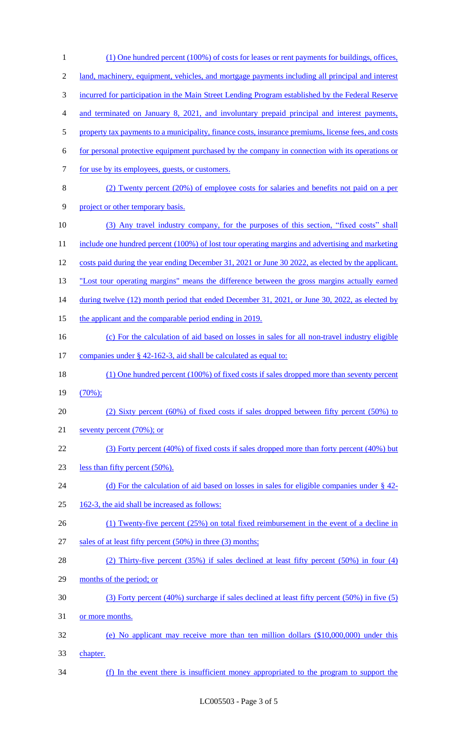(1) One hundred percent (100%) of costs for leases or rent payments for buildings, offices, land, machinery, equipment, vehicles, and mortgage payments including all principal and interest incurred for participation in the Main Street Lending Program established by the Federal Reserve and terminated on January 8, 2021, and involuntary prepaid principal and interest payments, property tax payments to a municipality, finance costs, insurance premiums, license fees, and costs for personal protective equipment purchased by the company in connection with its operations or for use by its employees, guests, or customers.

(2) Twenty percent (20%) of employee costs for salaries and benefits not paid on a per project or other temporary basis.

(3) Any travel industry company, for the purposes of this section, "fixed costs" shall include one hundred percent (100%) of lost tour operating margins and advertising and marketing costs paid during the year ending December 31, 2021 or June 30 2022, as elected by the applicant. "Lost tour operating margins" means the difference between the gross margins actually earned during twelve (12) month period that ended December 31, 2021, or June 30, 2022, as elected by the applicant and the comparable period ending in 2019.

(c) For the calculation of aid based on losses in sales for all non-travel industry eligible companies under § 42-162-3, aid shall be calculated as equal to:

(1) One hundred percent (100%) of fixed costs if sales dropped more than seventy percent (70%);

(2) Sixty percent (60%) of fixed costs if sales dropped between fifty percent (50%) to seventy percent (70%); or

(3) Forty percent (40%) of fixed costs if sales dropped more than forty percent (40%) but less than fifty percent (50%).

(d) For the calculation of aid based on losses in sales for eligible companies under § 42-162-3, the aid shall be increased as follows:

(1) Twenty-five percent (25%) on total fixed reimbursement in the event of a decline in sales of at least fifty percent (50%) in three (3) months;

(2) Thirty-five percent (35%) if sales declined at least fifty percent (50%) in four (4) months of the period; or

(3) Forty percent (40%) surcharge if sales declined at least fifty percent (50%) in five (5) or more months.

(e) No applicant may receive more than ten million dollars ($10,000,000) under this chapter.

(f) In the event there is insufficient money appropriated to the program to support the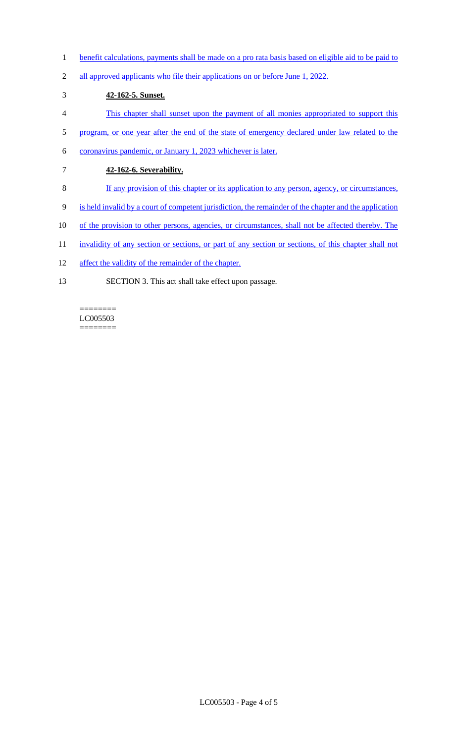benefit calculations, payments shall be made on a pro rata basis based on eligible aid to be paid to all approved applicants who file their applications on or before June 1, 2022.

**42-162-5. Sunset.**

This chapter shall sunset upon the payment of all monies appropriated to support this program, or one year after the end of the state of emergency declared under law related to the coronavirus pandemic, or January 1, 2023 whichever is later.

**42-162-6. Severability.**

If any provision of this chapter or its application to any person, agency, or circumstances, is held invalid by a court of competent jurisdiction, the remainder of the chapter and the application of the provision to other persons, agencies, or circumstances, shall not be affected thereby. The invalidity of any section or sections, or part of any section or sections, of this chapter shall not affect the validity of the remainder of the chapter.

SECTION 3. This act shall take effect upon passage.

========
LC005503
========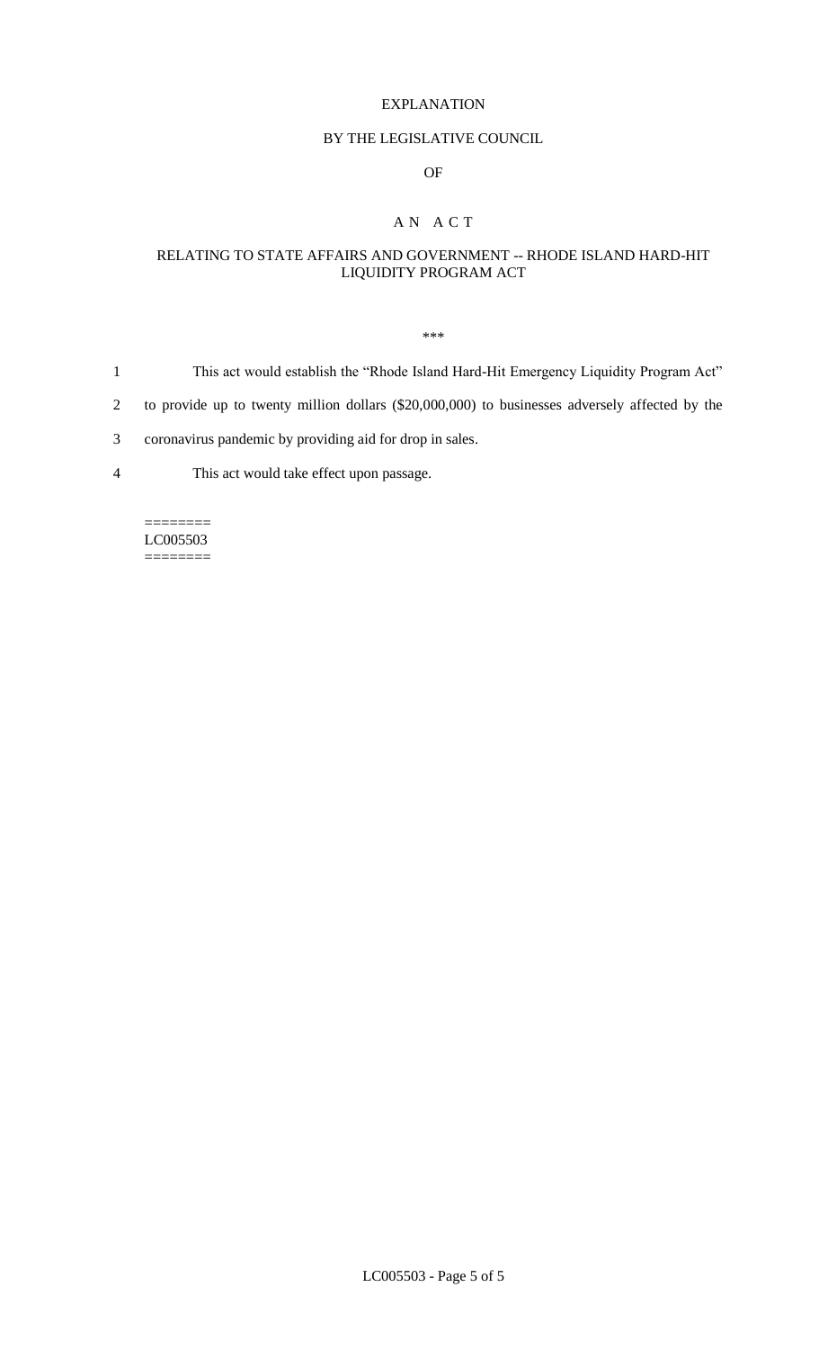EXPLANATION

BY THE LEGISLATIVE COUNCIL

OF

A N A C T

RELATING TO STATE AFFAIRS AND GOVERNMENT -- RHODE ISLAND HARD-HIT LIQUIDITY PROGRAM ACT

\*\*\*

1 This act would establish the "Rhode Island Hard-Hit Emergency Liquidity Program Act"

2 to provide up to twenty million dollars ($20,000,000) to businesses adversely affected by the

3 coronavirus pandemic by providing aid for drop in sales.

4 This act would take effect upon passage.

========
LC005503
========